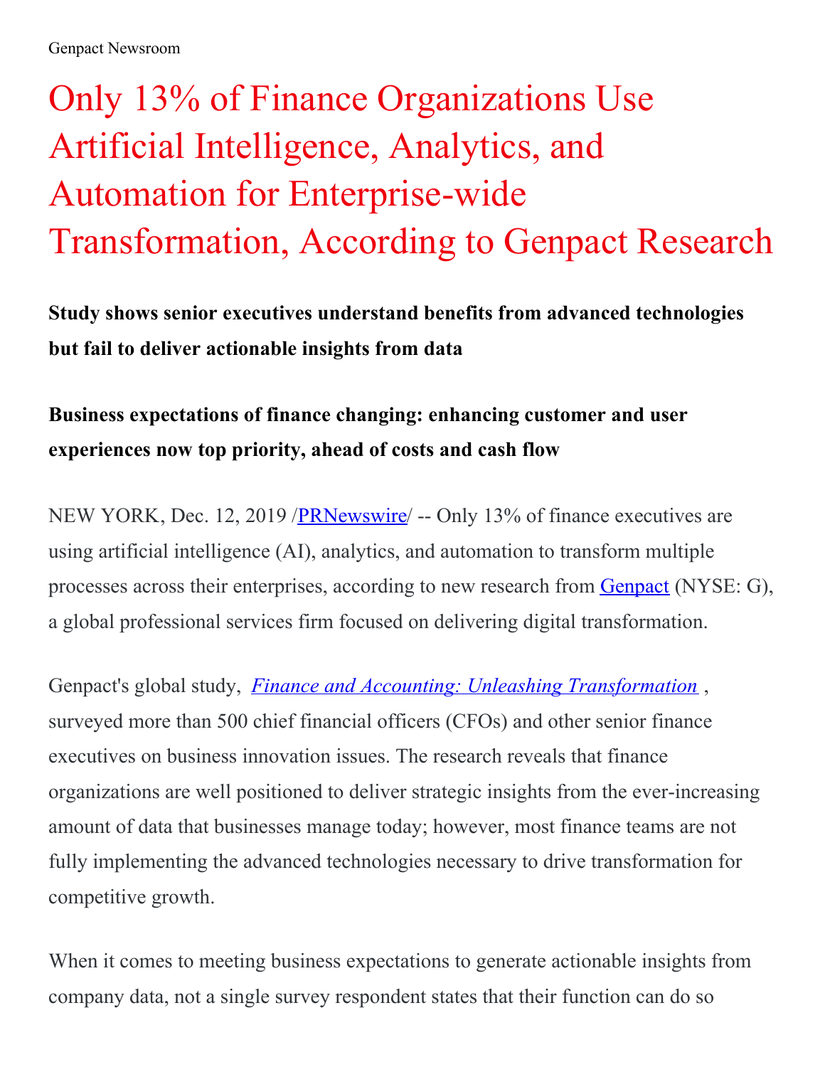Genpact Newsroom

# Only 13% of Finance Organizations Use Artificial Intelligence, Analytics, and Automation for Enterprise-wide Transformation, According to Genpact Research

**Study shows senior executives understand benefits from advanced technologies but fail to deliver actionable insights from data**

**Business expectations of finance changing: enhancing customer and user experiences now top priority, ahead of costs and cash flow**

NEW YORK, Dec. 12, 2019 /PRNewswire/ -- Only 13% of finance executives are using artificial intelligence (AI), analytics, and automation to transform multiple processes across their enterprises, according to new research from Genpact (NYSE: G), a global professional services firm focused on delivering digital transformation.

Genpact's global study, *Finance and Accounting: Unleashing Transformation* , surveyed more than 500 chief financial officers (CFOs) and other senior finance executives on business innovation issues. The research reveals that finance organizations are well positioned to deliver strategic insights from the ever-increasing amount of data that businesses manage today; however, most finance teams are not fully implementing the advanced technologies necessary to drive transformation for competitive growth.

When it comes to meeting business expectations to generate actionable insights from company data, not a single survey respondent states that their function can do so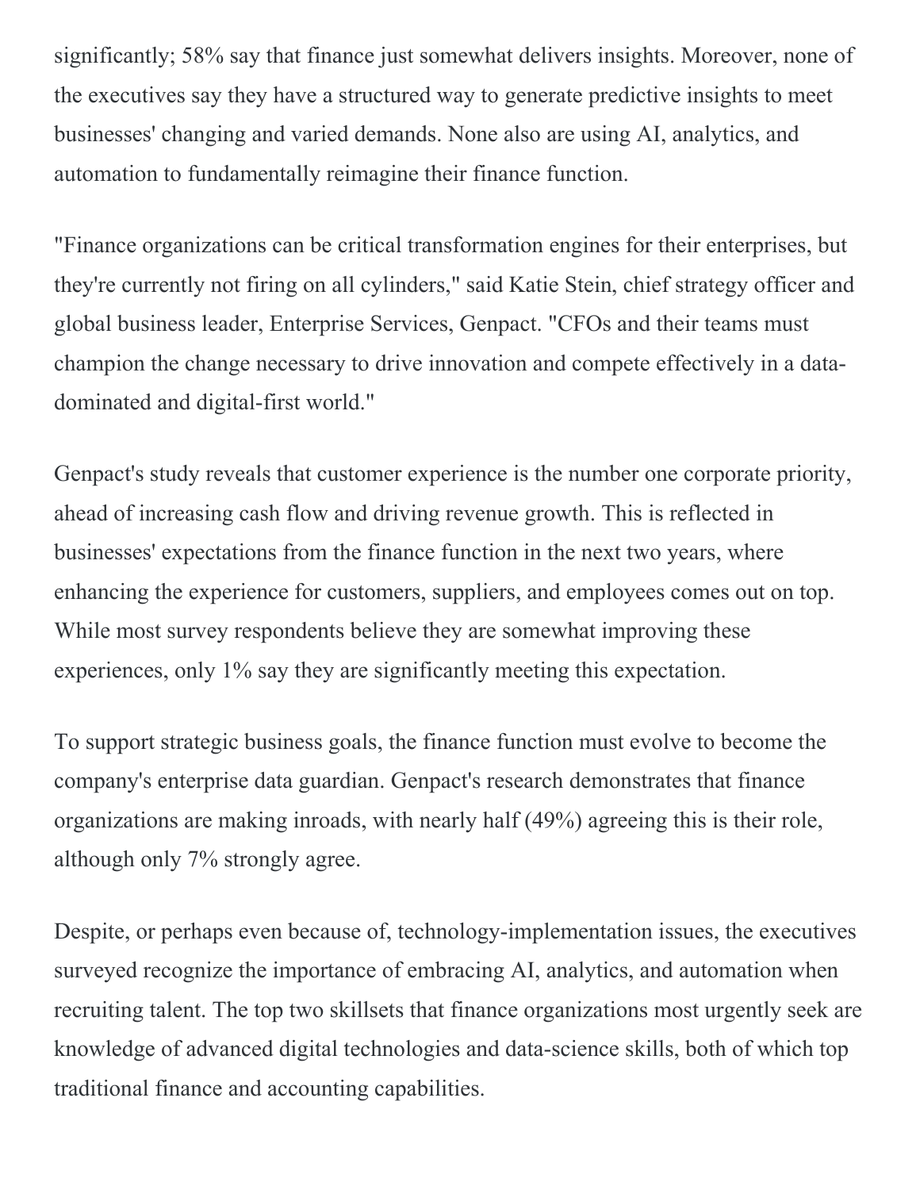significantly; 58% say that finance just somewhat delivers insights. Moreover, none of the executives say they have a structured way to generate predictive insights to meet businesses' changing and varied demands. None also are using AI, analytics, and automation to fundamentally reimagine their finance function.

"Finance organizations can be critical transformation engines for their enterprises, but they're currently not firing on all cylinders," said Katie Stein, chief strategy officer and global business leader, Enterprise Services, Genpact. "CFOs and their teams must champion the change necessary to drive innovation and compete effectively in a data-dominated and digital-first world."

Genpact's study reveals that customer experience is the number one corporate priority, ahead of increasing cash flow and driving revenue growth. This is reflected in businesses' expectations from the finance function in the next two years, where enhancing the experience for customers, suppliers, and employees comes out on top. While most survey respondents believe they are somewhat improving these experiences, only 1% say they are significantly meeting this expectation.

To support strategic business goals, the finance function must evolve to become the company's enterprise data guardian. Genpact's research demonstrates that finance organizations are making inroads, with nearly half (49%) agreeing this is their role, although only 7% strongly agree.

Despite, or perhaps even because of, technology-implementation issues, the executives surveyed recognize the importance of embracing AI, analytics, and automation when recruiting talent. The top two skillsets that finance organizations most urgently seek are knowledge of advanced digital technologies and data-science skills, both of which top traditional finance and accounting capabilities.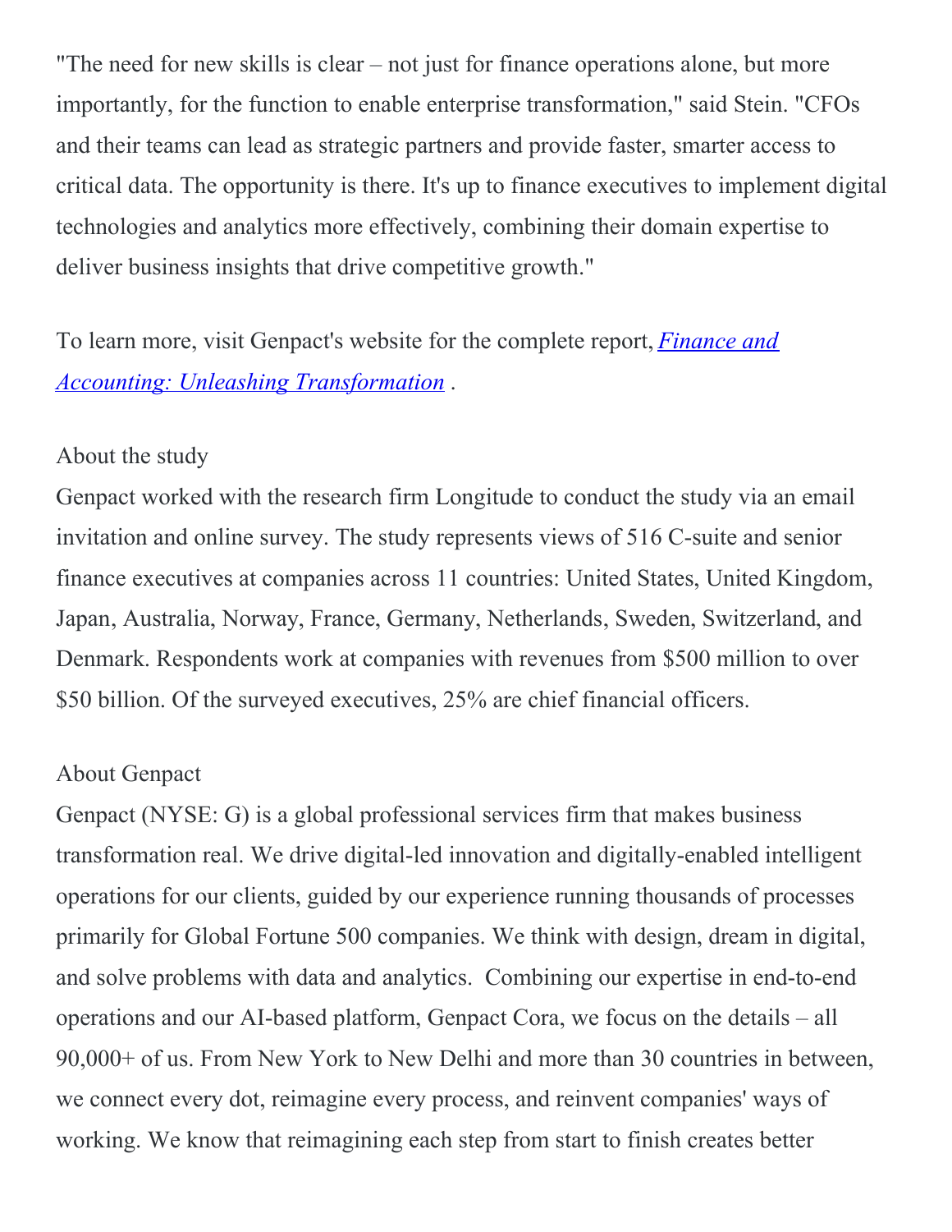"The need for new skills is clear – not just for finance operations alone, but more importantly, for the function to enable enterprise transformation," said Stein. "CFOs and their teams can lead as strategic partners and provide faster, smarter access to critical data. The opportunity is there. It's up to finance executives to implement digital technologies and analytics more effectively, combining their domain expertise to deliver business insights that drive competitive growth."

To learn more, visit Genpact's website for the complete report, *Finance and Accounting: Unleashing Transformation* .

About the study

Genpact worked with the research firm Longitude to conduct the study via an email invitation and online survey. The study represents views of 516 C-suite and senior finance executives at companies across 11 countries: United States, United Kingdom, Japan, Australia, Norway, France, Germany, Netherlands, Sweden, Switzerland, and Denmark. Respondents work at companies with revenues from $500 million to over $50 billion. Of the surveyed executives, 25% are chief financial officers.

About Genpact

Genpact (NYSE: G) is a global professional services firm that makes business transformation real. We drive digital-led innovation and digitally-enabled intelligent operations for our clients, guided by our experience running thousands of processes primarily for Global Fortune 500 companies. We think with design, dream in digital, and solve problems with data and analytics. Combining our expertise in end-to-end operations and our AI-based platform, Genpact Cora, we focus on the details – all 90,000+ of us. From New York to New Delhi and more than 30 countries in between, we connect every dot, reimagine every process, and reinvent companies' ways of working. We know that reimagining each step from start to finish creates better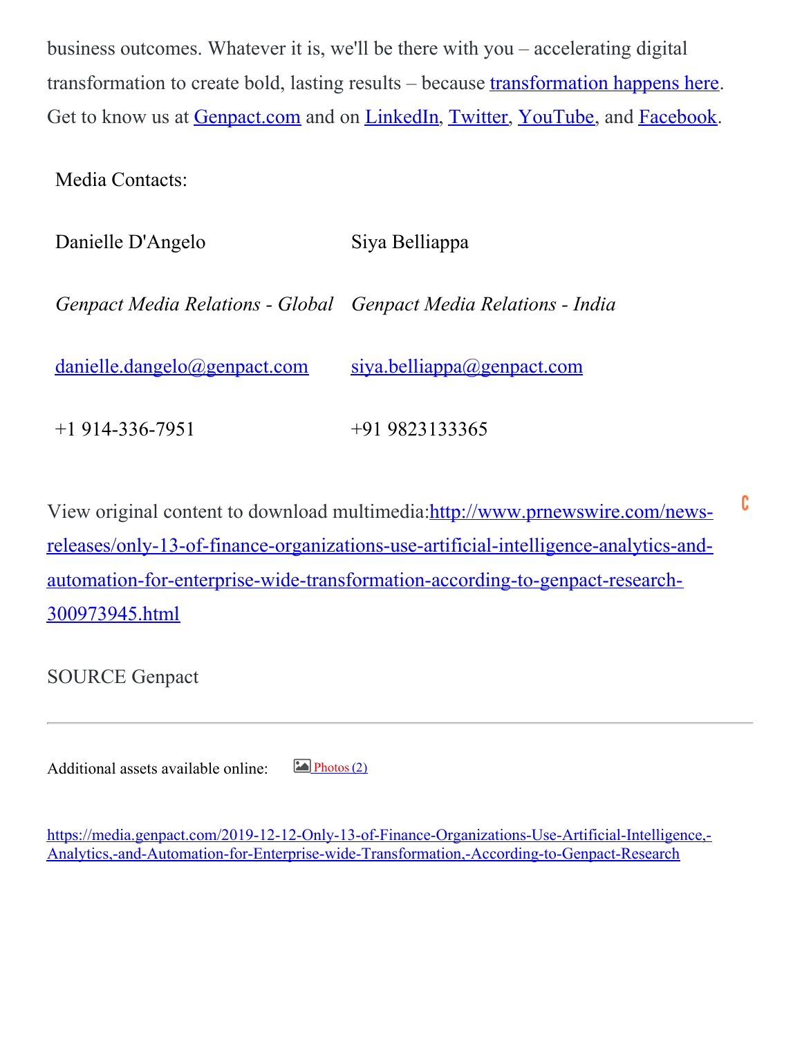business outcomes. Whatever it is, we'll be there with you – accelerating digital transformation to create bold, lasting results – because transformation happens here. Get to know us at Genpact.com and on LinkedIn, Twitter, YouTube, and Facebook.

Media Contacts:

| | |
|---|---|
| Danielle D'Angelo | Siya Belliappa |
| *Genpact Media Relations - Global* | *Genpact Media Relations - India* |
| danielle.dangelo@genpact.com | siya.belliappa@genpact.com |
| +1 914-336-7951 | +91 9823133365 |

View original content to download multimedia:http://www.prnewswire.com/news-releases/only-13-of-finance-organizations-use-artificial-intelligence-analytics-and-automation-for-enterprise-wide-transformation-according-to-genpact-research-300973945.html

SOURCE Genpact

---

Additional assets available online: Photos (2)

https://media.genpact.com/2019-12-12-Only-13-of-Finance-Organizations-Use-Artificial-Intelligence,-Analytics,-and-Automation-for-Enterprise-wide-Transformation,-According-to-Genpact-Research